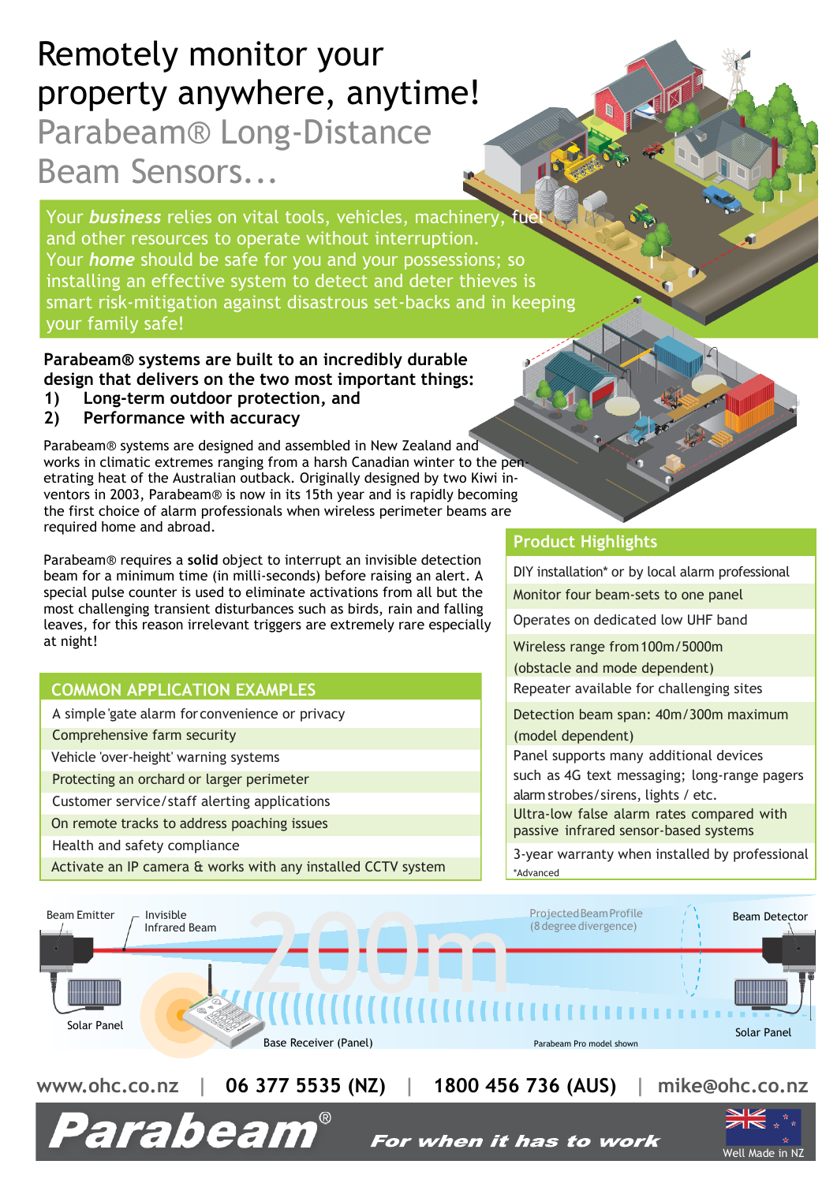# Remotely monitor your property anywhere, anytime!

## Parabeam® Long-Distance Beam Sensors...

Your ***business*** relies on vital tools, vehicles, machinery, fuel and other resources to operate without interruption.
Your ***home*** should be safe for you and your possessions; so installing an effective system to detect and deter thieves is smart risk-mitigation against disastrous set-backs and in keeping your family safe!

**Parabeam® systems are built to an incredibly durable design that delivers on the two most important things:**

1. **Long-term outdoor protection, and**
2. **Performance with accuracy**

Parabeam® systems are designed and assembled in New Zealand and works in climatic extremes ranging from a harsh Canadian winter to the penetrating heat of the Australian outback. Originally designed by two Kiwi inventors in 2003, Parabeam® is now in its 15th year and is rapidly becoming the first choice of alarm professionals when wireless perimeter beams are required home and abroad.

Parabeam® requires a **solid** object to interrupt an invisible detection beam for a minimum time (in milli-seconds) before raising an alert. A special pulse counter is used to eliminate activations from all but the most challenging transient disturbances such as birds, rain and falling leaves, for this reason irrelevant triggers are extremely rare especially at night!

| COMMON APPLICATION EXAMPLES |
| --- |
| A simple 'gate alarm for convenience or privacy |
| Comprehensive farm security |
| Vehicle 'over-height' warning systems |
| Protecting an orchard or larger perimeter |
| Customer service/staff alerting applications |
| On remote tracks to address poaching issues |
| Health and safety compliance |
| Activate an IP camera & works with any installed CCTV system |

| Product Highlights |
| --- |
| DIY installation* or by local alarm professional |
| Monitor four beam-sets to one panel |
| Operates on dedicated low UHF band |
| Wireless range from 100m/5000m (obstacle and mode dependent) |
| Repeater available for challenging sites |
| Detection beam span: 40m/300m maximum (model dependent) |
| Panel supports many additional devices such as 4G text messaging; long-range pagers alarm strobes/sirens, lights / etc. |
| Ultra-low false alarm rates compared with passive infrared sensor-based systems |
| 3-year warranty when installed by professional |

*Advanced

Beam Emitter — Invisible Infrared Beam — 200m — Projected Beam Profile (8 degree divergence) — Beam Detector

Solar Panel — Base Receiver (Panel) — Solar Panel

Parabeam Pro model shown

www.ohc.co.nz | 06 377 5535 (NZ) | 1800 456 736 (AUS) | mike@ohc.co.nz

**Parabeam®** *For when it has to work* — Well Made in NZ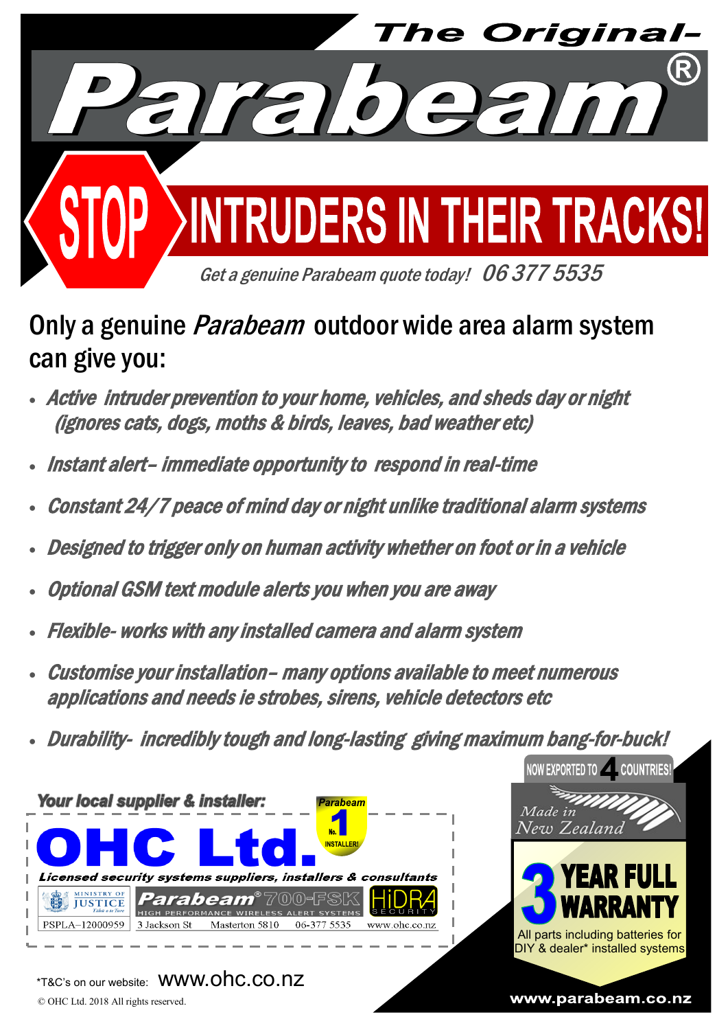The Original-

# Parabeam®

## STOP INTRUDERS IN THEIR TRACKS!

*Get a genuine Parabeam quote today!* *06 377 5535*

### Only a genuine *Parabeam* outdoor wide area alarm system can give you:

- *Active intruder prevention to your home, vehicles, and sheds day or night (ignores cats, dogs, moths & birds, leaves, bad weather etc)*
- *Instant alert– immediate opportunity to respond in real-time*
- *Constant 24/7 peace of mind day or night unlike traditional alarm systems*
- *Designed to trigger only on human activity whether on foot or in a vehicle*
- *Optional GSM text module alerts you when you are away*
- *Flexible- works with any installed camera and alarm system*
- *Customise your installation– many options available to meet numerous applications and needs ie strobes, sirens, vehicle detectors etc*
- *Durability- incredibly tough and long-lasting giving maximum bang-for-buck!*

NOW EXPORTED TO 4 COUNTRIES!

Made in New Zealand

**3 YEAR FULL WARRANTY**

All parts including batteries for DIY & dealer* installed systems

***Your local supplier & installer:***

Parabeam No. 1 INSTALLER!

**OHC Ltd.**

***Licensed security systems suppliers, installers & consultants***

MINISTRY OF JUSTICE Tāhū o te Ture | Parabeam® 700-FSK HIGH PERFORMANCE WIRELESS ALERT SYSTEMS | HiDRA SECURITY

PSPLA–12000959 | 3 Jackson St | Masterton 5810 | 06-377 5535 | www.ohc.co.nz

*T&C's on our website: www.ohc.co.nz

© OHC Ltd. 2018 All rights reserved.

www.parabeam.co.nz